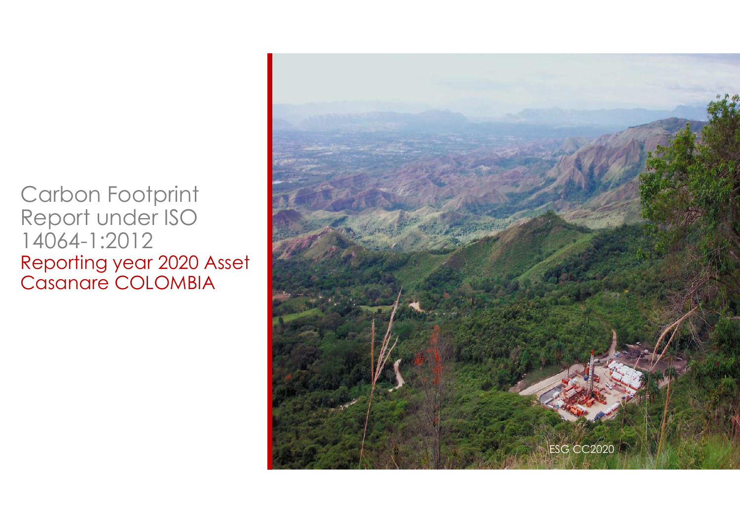# Carbon Footprint Report under ISO 14064-1:2012

## Reporting year 2020 Asset Casanare COLOMBIA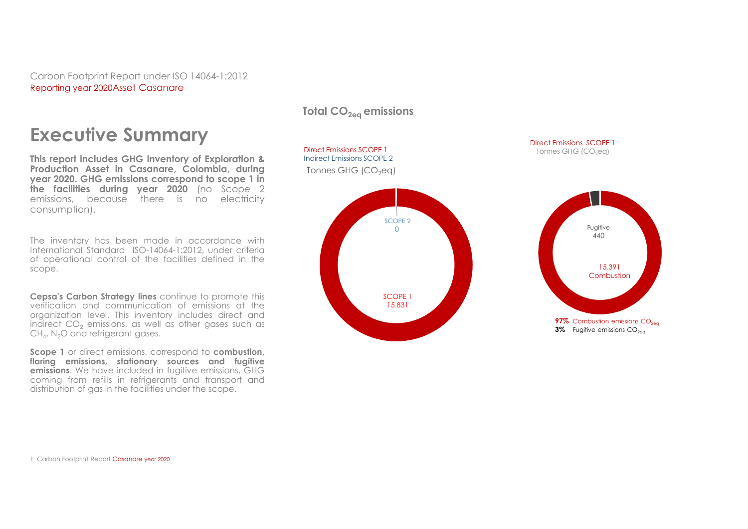Carbon Footprint Report under ISO 14064-1:2012
Reporting year 2020Asset Casanare

# Executive Summary

**This report includes GHG inventory of Exploration & Production Asset in Casanare, Colombia, during year 2020. GHG emissions correspond to scope 1 in the facilities during year 2020** (no Scope 2 emissions, because there is no electricity consumption).

The inventory has been made in accordance with International Standard ISO-14064-1:2012, under criteria of operational control of the facilities defined in the scope.

**Cepsa's Carbon Strategy lines** continue to promote this verification and communication of emissions at the organization level. This inventory includes direct and indirect $CO_2$ emissions, as well as other gases such as $CH_4$, $N_2O$ and refrigerant gases.

**Scope 1** or direct emissions, correspond to **combustion, flaring emissions, stationary sources and fugitive emissions**. We have included in fugitive emissions, GHG coming from refills in refrigerants and transport and distribution of gas in the facilities under the scope.

## Total $CO_{2eq}$ emissions

Direct Emissions SCOPE 1
Indirect Emissions SCOPE 2
Tonnes GHG ($CO_2$eq)

SCOPE 2
0

SCOPE 1
15.831

Direct Emissions SCOPE 1
Tonnes GHG ($CO_2$eq)

Fugitive
440

15.391
Combustion

**97%** Combustion emissions $CO_{2eq}$
**3%** Fugitive emissions $CO_{2eq}$